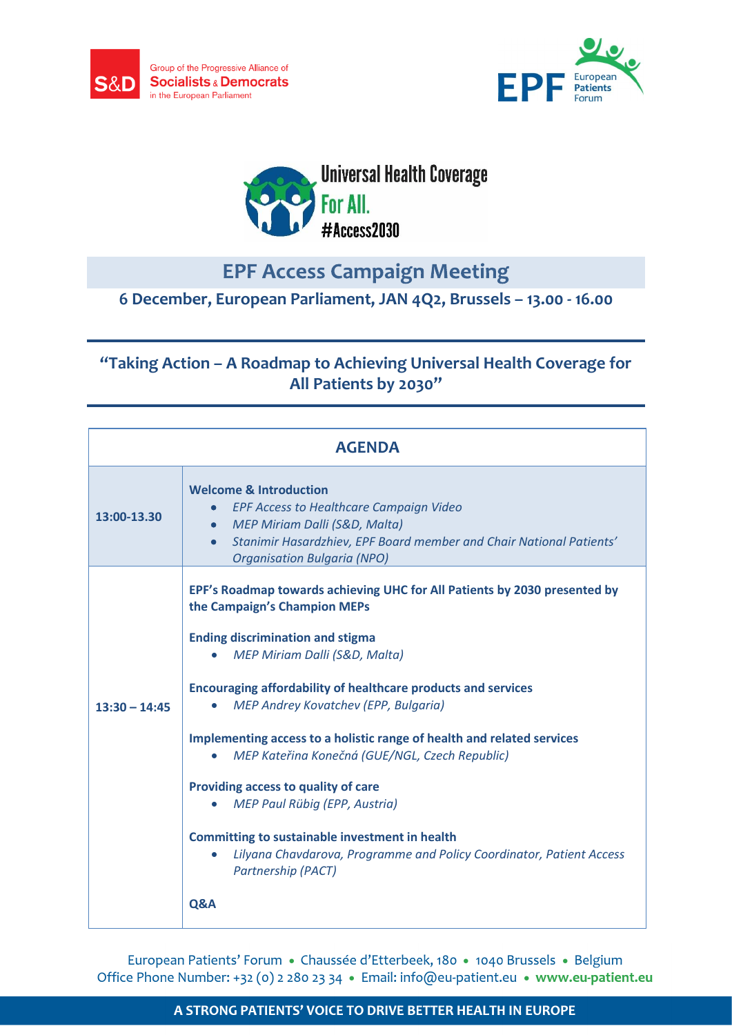Group of the Progressive Alliance of **Socialists & Democrats** in the European Parliament

EPF European Patients Forum

Universal Health Coverage For All. #Access2030

# EPF Access Campaign Meeting

**6 December, European Parliament, JAN 4Q2, Brussels – 13.00 - 16.00**

## "Taking Action – A Roadmap to Achieving Universal Health Coverage for All Patients by 2030"

| AGENDA | |
|---|---|
| **13:00-13.30** | **Welcome & Introduction**<br>• *EPF Access to Healthcare Campaign Video*<br>• *MEP Miriam Dalli (S&D, Malta)*<br>• *Stanimir Hasardzhiev, EPF Board member and Chair National Patients' Organisation Bulgaria (NPO)* |
| **13:30 – 14:45** | **EPF's Roadmap towards achieving UHC for All Patients by 2030 presented by the Campaign's Champion MEPs**<br><br>**Ending discrimination and stigma**<br>• *MEP Miriam Dalli (S&D, Malta)*<br><br>**Encouraging affordability of healthcare products and services**<br>• *MEP Andrey Kovatchev (EPP, Bulgaria)*<br><br>**Implementing access to a holistic range of health and related services**<br>• *MEP Kateřina Konečná (GUE/NGL, Czech Republic)*<br><br>**Providing access to quality of care**<br>• *MEP Paul Rübig (EPP, Austria)*<br><br>**Committing to sustainable investment in health**<br>• *Lilyana Chavdarova, Programme and Policy Coordinator, Patient Access Partnership (PACT)*<br><br>**Q&A** |

European Patients' Forum • Chaussée d'Etterbeek, 180 • 1040 Brussels • Belgium
Office Phone Number: +32 (0) 2 280 23 34 • Email: info@eu-patient.eu • **www.eu-patient.eu**

**A STRONG PATIENTS' VOICE TO DRIVE BETTER HEALTH IN EUROPE**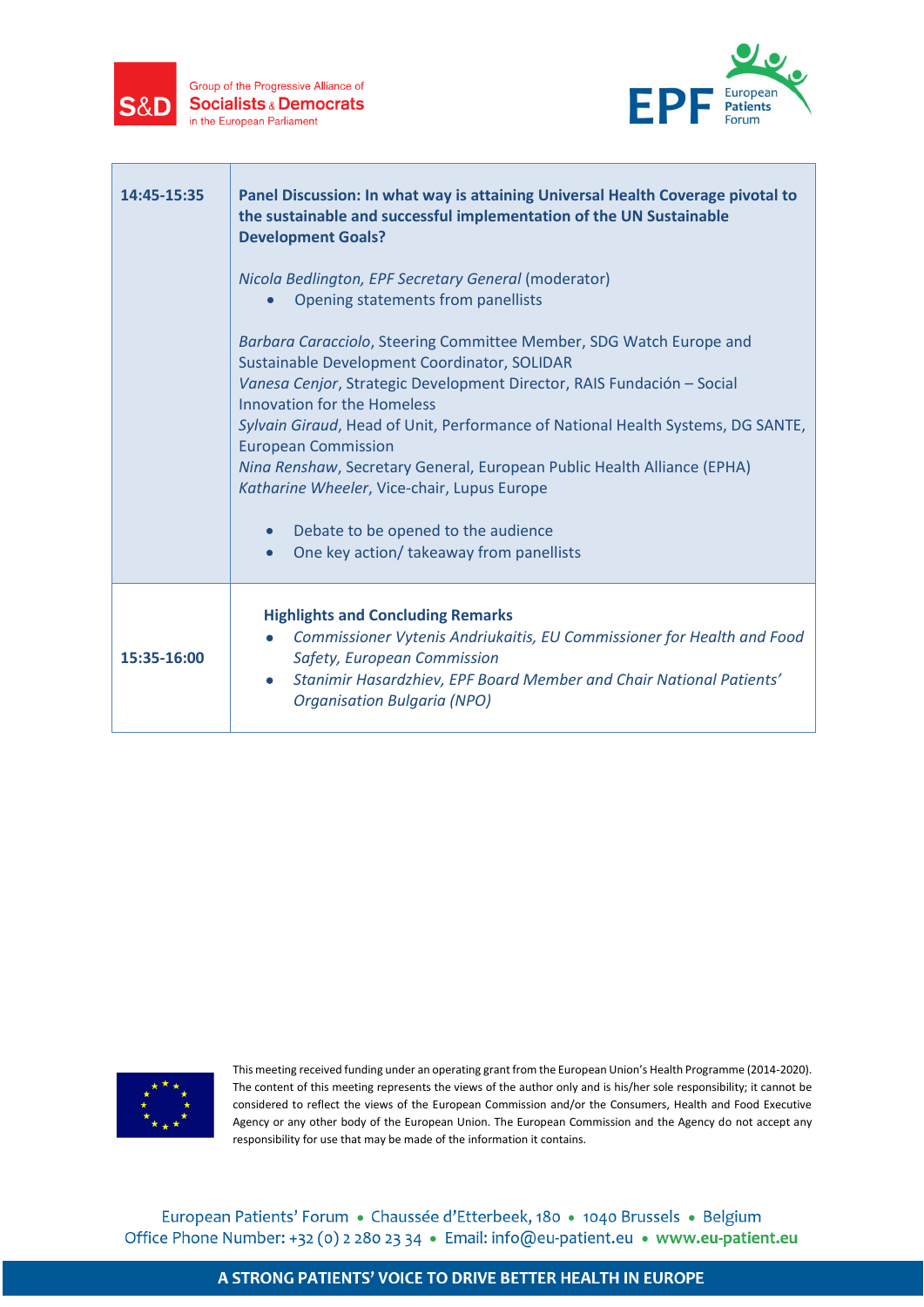Group of the Progressive Alliance of Socialists & Democrats in the European Parliament

European Patients Forum

| | |
|---|---|
| **14:45-15:35** | **Panel Discussion: In what way is attaining Universal Health Coverage pivotal to the sustainable and successful implementation of the UN Sustainable Development Goals?**<br><br>*Nicola Bedlington, EPF Secretary General* (moderator)<br>• Opening statements from panellists<br><br>*Barbara Caracciolo*, Steering Committee Member, SDG Watch Europe and Sustainable Development Coordinator, SOLIDAR<br>*Vanesa Cenjor*, Strategic Development Director, RAIS Fundación – Social Innovation for the Homeless<br>*Sylvain Giraud*, Head of Unit, Performance of National Health Systems, DG SANTE, European Commission<br>*Nina Renshaw*, Secretary General, European Public Health Alliance (EPHA)<br>*Katharine Wheeler*, Vice-chair, Lupus Europe<br><br>• Debate to be opened to the audience<br>• One key action/ takeaway from panellists |
| **15:35-16:00** | **Highlights and Concluding Remarks**<br>• *Commissioner Vytenis Andriukaitis, EU Commissioner for Health and Food Safety, European Commission*<br>• *Stanimir Hasardzhiev, EPF Board Member and Chair National Patients' Organisation Bulgaria (NPO)* |

This meeting received funding under an operating grant from the European Union's Health Programme (2014-2020). The content of this meeting represents the views of the author only and is his/her sole responsibility; it cannot be considered to reflect the views of the European Commission and/or the Consumers, Health and Food Executive Agency or any other body of the European Union. The European Commission and the Agency do not accept any responsibility for use that may be made of the information it contains.

European Patients' Forum • Chaussée d'Etterbeek, 180 • 1040 Brussels • Belgium
Office Phone Number: +32 (0) 2 280 23 34 • Email: info@eu-patient.eu • **www.eu-patient.eu**

**A STRONG PATIENTS' VOICE TO DRIVE BETTER HEALTH IN EUROPE**